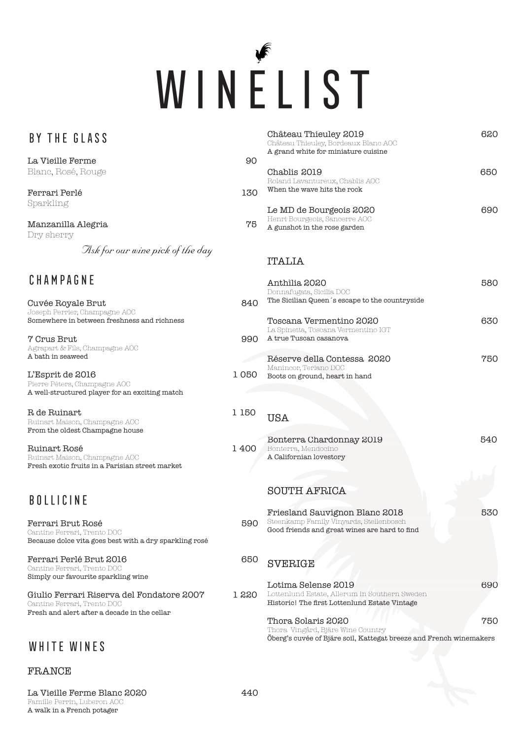# WINELIST

## BY THE GLASS

La Vieille Ferme — 90
Blanc, Rosé, Rouge

Ferrari Perlé — 130
Sparkling

Manzanilla Alegria — 75
Dry sherry

*Ask for our wine pick of the day*

## CHAMPAGNE

Cuvée Royale Brut — 840
Joseph Perrier, Champagne AOC
Somewhere in between freshness and richness

7 Crus Brut — 990
Agrapart & Fils, Champagne AOC
A bath in seaweed

L'Esprit de 2016 — 1 050
Pierre Péters, Champagne AOC
A well-structured player for an exciting match

R de Ruinart — 1 150
Ruinart Maison, Champagne AOC
From the oldest Champagne house

Ruinart Rosé — 1 400
Ruinart Maison, Champagne AOC
Fresh exotic fruits in a Parisian street market

## BOLLICINE

Ferrari Brut Rosé — 590
Cantine Ferrari, Trento DOC
Because dolce vita goes best with a dry sparkling rosé

Ferrari Perlé Brut 2016 — 650
Cantine Ferrari, Trento DOC
Simply our favourite sparkling wine

Giulio Ferrari Riserva del Fondatore 2007 — 1 220
Cantine Ferrari, Trento DOC
Fresh and alert after a decade in the cellar

## WHITE WINES

### FRANCE

La Vieille Ferme Blanc 2020 — 440
Famille Perrin, Luberon AOC
A walk in a French potager

Château Thieuley 2019 — 620
Château Thieuley, Bordeaux Blanc AOC
A grand white for miniature cuisine

Chablis 2019 — 650
Roland Lavantureux, Chablis AOC
When the wave hits the rock

Le MD de Bourgeois 2020 — 690
Henri Bourgeois, Sancerre AOC
A gunshot in the rose garden

### ITALIA

Anthìlia 2020 — 580
Donnafugata, Sicilia DOC
The Sicilian Queen´s escape to the countryside

Toscana Vermentino 2020 — 630
La Spinetta, Toscana Vermentino IGT
A true Tuscan casanova

Réserve della Contessa 2020 — 750
Manincor, Terlano DOC
Boots on ground, heart in hand

### USA

Bonterra Chardonnay 2019 — 540
Bonterra, Mendocino
A Californian lovestory

### SOUTH AFRICA

Friesland Sauvignon Blanc 2018 — 530
Steenkamp Family Vinyards, Stellenbosch
Good friends and great wines are hard to find

### SVERIGE

Lotima Selense 2019 — 690
Lottenlund Estate, Allerum in Southern Sweden
Historic! The first Lottenlund Estate Vintage

Thora Solaris 2020 — 750
Thora Vingård, Bjäre Wine Country
Öberg's cuvée of Bjäre soil, Kattegat breeze and French winemakers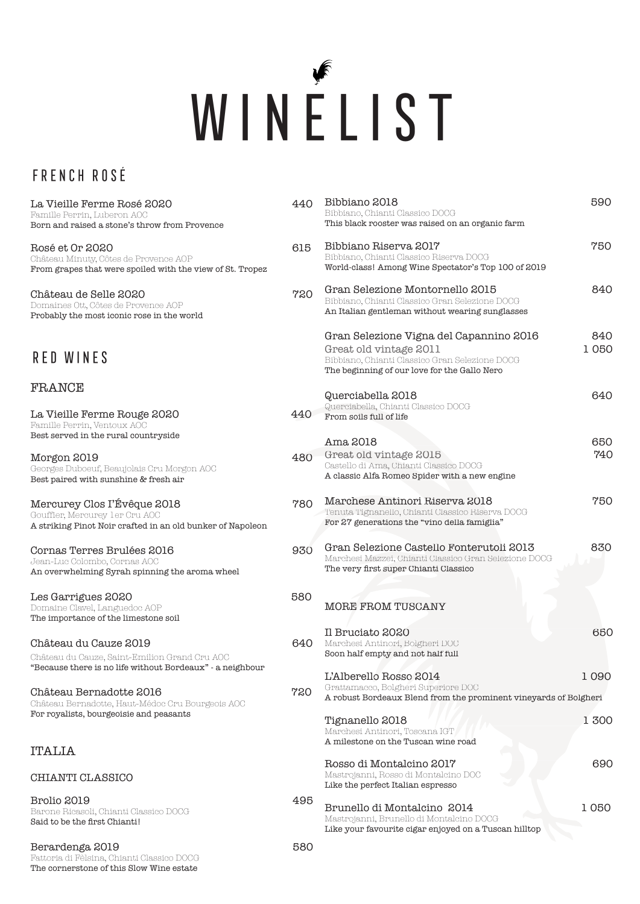# WINELIST

## FRENCH ROSÉ

La Vieille Ferme Rosé 2020 — 440
Famille Perrin, Luberon AOC
Born and raised a stone's throw from Provence

Rosé et Or 2020 — 615
Château Minuty, Côtes de Provence AOP
From grapes that were spoiled with the view of St. Tropez

Château de Selle 2020 — 720
Domaines Ott, Côtes de Provence AOP
Probably the most iconic rose in the world

## RED WINES

### FRANCE

La Vieille Ferme Rouge 2020 — 440
Famille Perrin, Ventoux AOC
Best served in the rural countryside

Morgon 2019 — 480
Georges Duboeuf, Beaujolais Cru Morgon AOC
Best paired with sunshine & fresh air

Mercurey Clos I'Évêque 2018 — 780
Gouffier, Mercurey 1er Cru AOC
A striking Pinot Noir crafted in an old bunker of Napoleon

Cornas Terres Brulées 2016 — 930
Jean-Luc Colombo, Cornas AOC
An overwhelming Syrah spinning the aroma wheel

Les Garrigues 2020 — 580
Domaine Clavel, Languedoc AOP
The importance of the limestone soil

Château du Cauze 2019 — 640
Château du Cauze, Saint-Emilion Grand Cru AOC
"Because there is no life without Bordeaux" - a neighbour

Château Bernadotte 2016 — 720
Château Bernadotte, Haut-Médoc Cru Bourgeois AOC
For royalists, bourgeoisie and peasants

### ITALIA

#### CHIANTI CLASSICO

Brolio 2019 — 495
Barone Ricasoli, Chianti Classico DOCG
Said to be the first Chianti!

Berardenga 2019 — 580
Fattoria di Fèlsina, Chianti Classico DOCG
The cornerstone of this Slow Wine estate

Bibbiano 2018 — 590
Bibbiano, Chianti Classico DOCG
This black rooster was raised on an organic farm

Bibbiano Riserva 2017 — 750
Bibbiano, Chianti Classico Riserva DOCG
World-class! Among Wine Spectator's Top 100 of 2019

Gran Selezione Montornello 2015 — 840
Bibbiano, Chianti Classico Gran Selezione DOCG
An Italian gentleman without wearing sunglasses

Gran Selezione Vigna del Capannino 2016 — 840
Great old vintage 2011 — 1 050
Bibbiano, Chianti Classico Gran Selezione DOCG
The beginning of our love for the Gallo Nero

Querciabella 2018 — 640
Querciabella, Chianti Classico DOCG
From soils full of life

Ama 2018 — 650
Great old vintage 2015 — 740
Castello di Ama, Chianti Classico DOCG
A classic Alfa Romeo Spider with a new engine

Marchese Antinori Riserva 2018 — 750
Tenuta Tignanello, Chianti Classico Riserva DOCG
For 27 generations the "vino della famiglia"

Gran Selezione Castello Fonterutoli 2013 — 830
Marchesi Mazzei, Chianti Classico Gran Selezione DOCG
The very first super Chianti Classico

#### MORE FROM TUSCANY

Il Bruciato 2020 — 650
Marchesi Antinori, Bolgheri DOC
Soon half empty and not half full

L'Alberello Rosso 2014 — 1 090
Grattamacco, Bolgheri Superiore DOC
A robust Bordeaux Blend from the prominent vineyards of Bolgheri

Tignanello 2018 — 1 300
Marchesi Antinori, Toscana IGT
A milestone on the Tuscan wine road

Rosso di Montalcino 2017 — 690
Mastrojanni, Rosso di Montalcino DOC
Like the perfect Italian espresso

Brunello di Montalcino 2014 — 1 050
Mastrojanni, Brunello di Montalcino DOCG
Like your favourite cigar enjoyed on a Tuscan hilltop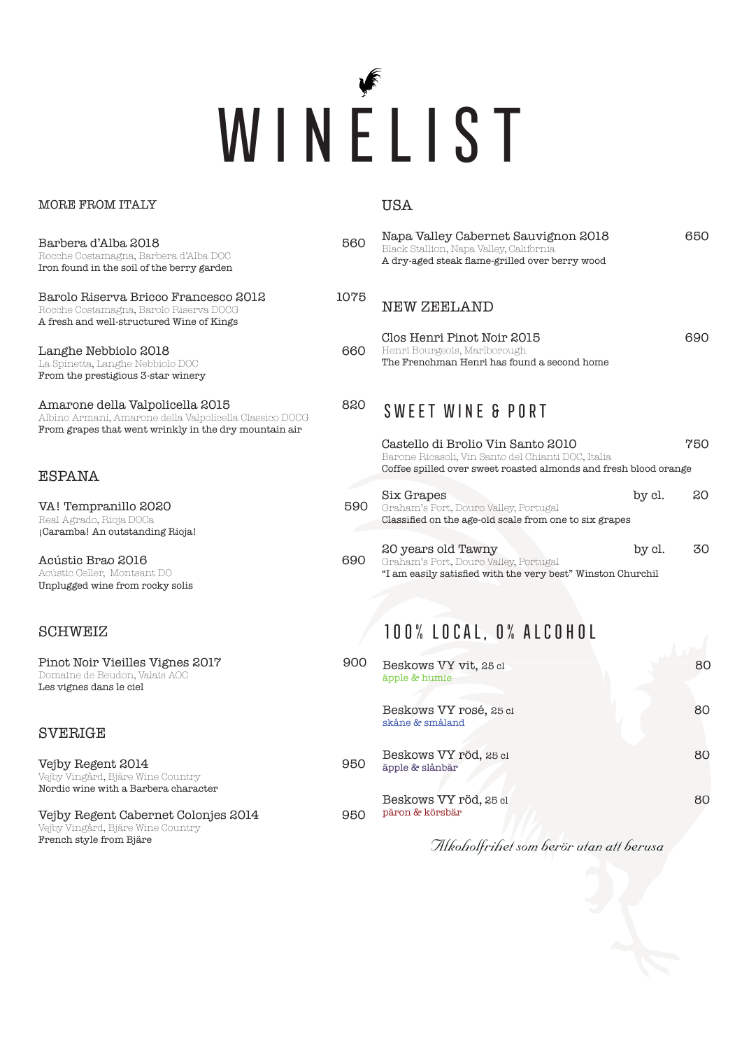# WINELIST

## MORE FROM ITALY

**Barbera d'Alba 2018** — 560
Rocche Costamagna, Barbera d'Alba DOC
Iron found in the soil of the berry garden

**Barolo Riserva Bricco Francesco 2012** — 1075
Rocche Costamagna, Barolo Riserva DOCG
A fresh and well-structured Wine of Kings

**Langhe Nebbiolo 2018** — 660
La Spinetta, Langhe Nebbiolo DOC
From the prestigious 3-star winery

**Amarone della Valpolicella 2015** — 820
Albino Armani, Amarone della Valpolicella Classico DOCG
From grapes that went wrinkly in the dry mountain air

## ESPANA

**VA! Tempranillo 2020** — 590
Real Agrado, Rioja DOCa
¡Caramba! An outstanding Rioja!

**Acústic Brao 2016** — 690
Acústic Celler, Montsant DO
Unplugged wine from rocky solis

## SCHWEIZ

**Pinot Noir Vieilles Vignes 2017** — 900
Domaine de Beudon, Valais AOC
Les vignes dans le ciel

## SVERIGE

**Vejby Regent 2014** — 950
Vejby Vingård, Bjäre Wine Country
Nordic wine with a Barbera character

**Vejby Regent Cabernet Colonjes 2014** — 950
Vejby Vingård, Bjäre Wine Country
French style from Bjäre

## USA

**Napa Valley Cabernet Sauvignon 2018** — 650
Black Stallion, Napa Valley, California
A dry-aged steak flame-grilled over berry wood

## NEW ZEELAND

**Clos Henri Pinot Noir 2015** — 690
Henri Bourgeois, Marlborough
The Frenchman Henri has found a second home

## SWEET WINE & PORT

**Castello di Brolio Vin Santo 2010** — 750
Barone Ricasoli, Vin Santo del Chianti DOC, Italia
Coffee spilled over sweet roasted almonds and fresh blood orange

**Six Grapes** — by cl. 20
Graham's Port, Douro Valley, Portugal
Classified on the age-old scale from one to six grapes

**20 years old Tawny** — by cl. 30
Graham's Port, Douro Valley, Portugal
"I am easily satisfied with the very best" Winston Churchil

## 100% LOCAL, 0% ALCOHOL

**Beskows VY vit**, 25 cl — 80
äpple & humle

**Beskows VY rosé**, 25 cl — 80
skåne & småland

**Beskows VY röd**, 25 cl — 80
äpple & slånbär

**Beskows VY röd**, 25 cl — 80
päron & körsbär

*Alkoholfrihet som berör utan att berusa*